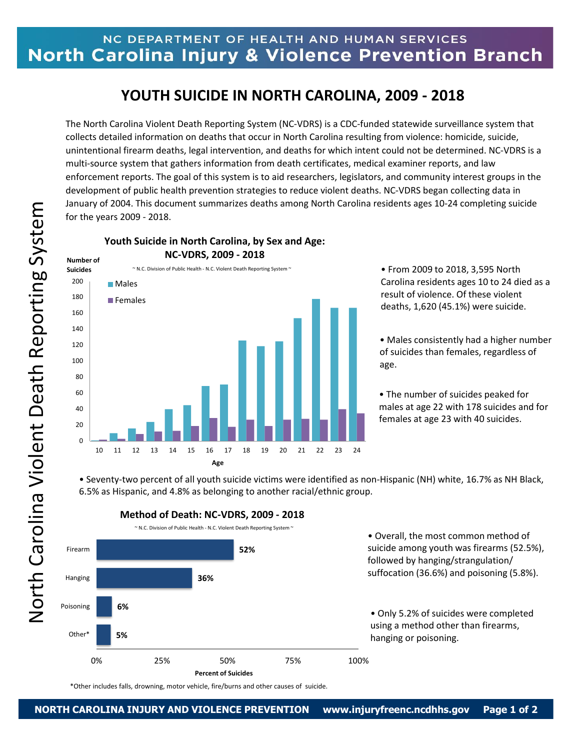# NC DEPARTMENT OF HEALTH AND HUMAN SERVICES
## North Carolina Injury & Violence Prevention Branch

# YOUTH SUICIDE IN NORTH CAROLINA, 2009 - 2018

The North Carolina Violent Death Reporting System (NC-VDRS) is a CDC-funded statewide surveillance system that collects detailed information on deaths that occur in North Carolina resulting from violence: homicide, suicide, unintentional firearm deaths, legal intervention, and deaths for which intent could not be determined. NC-VDRS is a multi-source system that gathers information from death certificates, medical examiner reports, and law enforcement reports. The goal of this system is to aid researchers, legislators, and community interest groups in the development of public health prevention strategies to reduce violent deaths. NC-VDRS began collecting data in January of 2004. This document summarizes deaths among North Carolina residents ages 10-24 completing suicide for the years 2009 - 2018.

**Youth Suicide in North Carolina, by Sex and Age: NC-VDRS, 2009 - 2018**

~ N.C. Division of Public Health - N.C. Violent Death Reporting System ~

- From 2009 to 2018, 3,595 North Carolina residents ages 10 to 24 died as a result of violence. Of these violent deaths, 1,620 (45.1%) were suicide.
- Males consistently had a higher number of suicides than females, regardless of age.
- The number of suicides peaked for males at age 22 with 178 suicides and for females at age 23 with 40 suicides.

- Seventy-two percent of all youth suicide victims were identified as non-Hispanic (NH) white, 16.7% as NH Black, 6.5% as Hispanic, and 4.8% as belonging to another racial/ethnic group.

**Method of Death: NC-VDRS, 2009 - 2018**

~ N.C. Division of Public Health - N.C. Violent Death Reporting System ~

| Method | Percent of Suicides |
|---|---|
| Firearm | 52% |
| Hanging | 36% |
| Poisoning | 6% |
| Other* | 5% |

*Other includes falls, drowning, motor vehicle, fire/burns and other causes of suicide.

- Overall, the most common method of suicide among youth was firearms (52.5%), followed by hanging/strangulation/suffocation (36.6%) and poisoning (5.8%).
- Only 5.2% of suicides were completed using a method other than firearms, hanging or poisoning.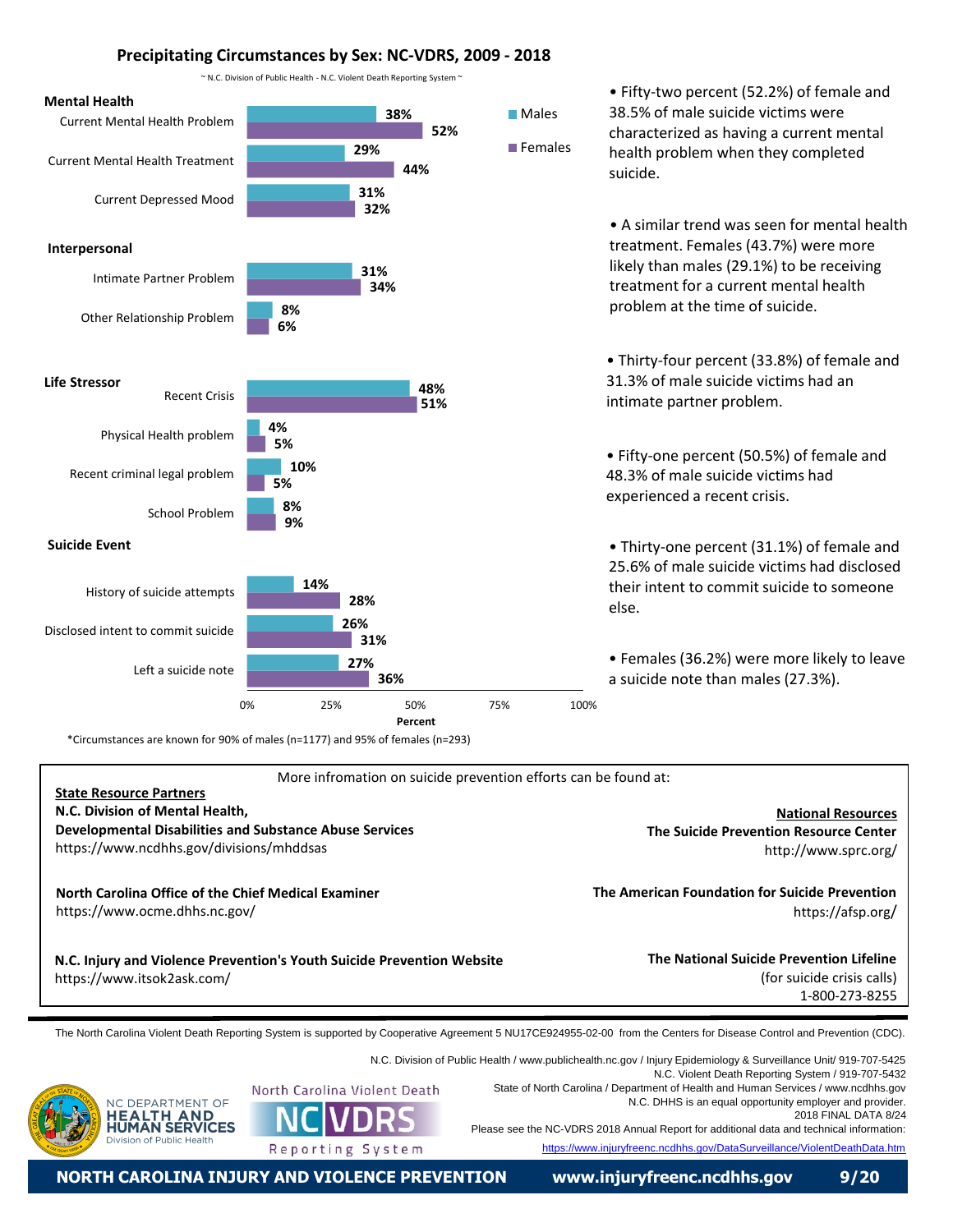## Precipitating Circumstances by Sex: NC-VDRS, 2009 - 2018

~ N.C. Division of Public Health - N.C. Violent Death Reporting System ~

Males
Females

**Mental Health**

Current Mental Health Problem 38% 52%

Current Mental Health Treatment 29% 44%

Current Depressed Mood 31% 32%

**Interpersonal**

Intimate Partner Problem 31% 34%

Other Relationship Problem 8% 6%

**Life Stressor**

Recent Crisis 48% 51%

Physical Health problem 4% 5%

Recent criminal legal problem 10% 5%

School Problem 8% 9%

**Suicide Event**

History of suicide attempts 14% 28%

Disclosed intent to commit suicide 26% 31%

Left a suicide note 27% 36%

0% 25% 50% 75% 100%

Percent

*Circumstances are known for 90% of males (n=1177) and 95% of females (n=293)

- Fifty-two percent (52.2%) of female and 38.5% of male suicide victims were characterized as having a current mental health problem when they completed suicide.
- A similar trend was seen for mental health treatment. Females (43.7%) were more likely than males (29.1%) to be receiving treatment for a current mental health problem at the time of suicide.
- Thirty-four percent (33.8%) of female and 31.3% of male suicide victims had an intimate partner problem.
- Fifty-one percent (50.5%) of female and 48.3% of male suicide victims had experienced a recent crisis.
- Thirty-one percent (31.1%) of female and 25.6% of male suicide victims had disclosed their intent to commit suicide to someone else.
- Females (36.2%) were more likely to leave a suicide note than males (27.3%).

More infromation on suicide prevention efforts can be found at:

**State Resource Partners**

**N.C. Division of Mental Health, Developmental Disabilities and Substance Abuse Services**
https://www.ncdhhs.gov/divisions/mhddsas

**North Carolina Office of the Chief Medical Examiner**
https://www.ocme.dhhs.nc.gov/

**N.C. Injury and Violence Prevention's Youth Suicide Prevention Website**
https://www.itsok2ask.com/

**National Resources**

**The Suicide Prevention Resource Center**
http://www.sprc.org/

**The American Foundation for Suicide Prevention**
https://afsp.org/

**The National Suicide Prevention Lifeline**
(for suicide crisis calls)
1-800-273-8255

The North Carolina Violent Death Reporting System is supported by Cooperative Agreement 5 NU17CE924955-02-00 from the Centers for Disease Control and Prevention (CDC).

N.C. Division of Public Health / www.publichealth.nc.gov / Injury Epidemiology & Surveillance Unit/ 919-707-5425
N.C. Violent Death Reporting System / 919-707-5432
State of North Carolina / Department of Health and Human Services / www.ncdhhs.gov
N.C. DHHS is an equal opportunity employer and provider.
2018 FINAL DATA 8/24
Please see the NC-VDRS 2018 Annual Report for additional data and technical information:
https://www.injuryfreenc.ncdhhs.gov/DataSurveillance/ViolentDeathData.htm

NC DEPARTMENT OF HEALTH AND HUMAN SERVICES Division of Public Health

North Carolina Violent Death NC VDRS Reporting System

**NORTH CAROLINA INJURY AND VIOLENCE PREVENTION** **www.injuryfreenc.ncdhhs.gov**